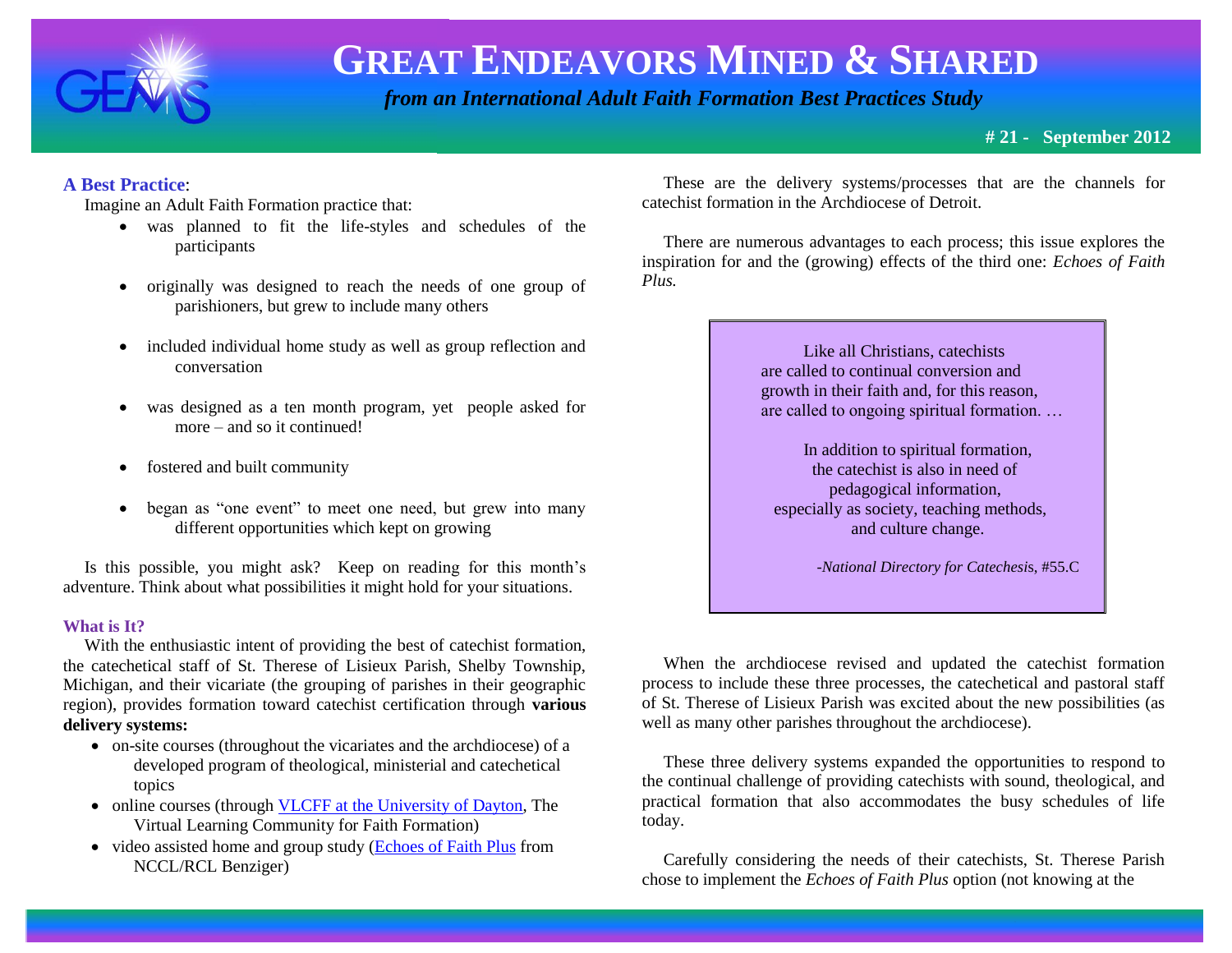# GREAT ENDEAVORS MINED & SHARED

*from an International Adult Faith Formation Best Practices Study*

**# 21 - September 2012**

**A Best Practice**:

Imagine an Adult Faith Formation practice that:

- was planned to fit the life-styles and schedules of the participants
- originally was designed to reach the needs of one group of parishioners, but grew to include many others
- included individual home study as well as group reflection and conversation
- was designed as a ten month program, yet people asked for more – and so it continued!
- fostered and built community
- began as "one event" to meet one need, but grew into many different opportunities which kept on growing

Is this possible, you might ask? Keep on reading for this month's adventure. Think about what possibilities it might hold for your situations.

**What is It?**

With the enthusiastic intent of providing the best of catechist formation, the catechetical staff of St. Therese of Lisieux Parish, Shelby Township, Michigan, and their vicariate (the grouping of parishes in their geographic region), provides formation toward catechist certification through **various delivery systems:**

- on-site courses (throughout the vicariates and the archdiocese) of a developed program of theological, ministerial and catechetical topics
- online courses (through VLCFF at the University of Dayton, The Virtual Learning Community for Faith Formation)
- video assisted home and group study (Echoes of Faith Plus from NCCL/RCL Benziger)

These are the delivery systems/processes that are the channels for catechist formation in the Archdiocese of Detroit.

There are numerous advantages to each process; this issue explores the inspiration for and the (growing) effects of the third one: *Echoes of Faith Plus.*

> Like all Christians, catechists are called to continual conversion and growth in their faith and, for this reason, are called to ongoing spiritual formation. …
>
> In addition to spiritual formation, the catechist is also in need of pedagogical information, especially as society, teaching methods, and culture change.
>
> -*National Directory for Catechesis*, #55.C

When the archdiocese revised and updated the catechist formation process to include these three processes, the catechetical and pastoral staff of St. Therese of Lisieux Parish was excited about the new possibilities (as well as many other parishes throughout the archdiocese).

These three delivery systems expanded the opportunities to respond to the continual challenge of providing catechists with sound, theological, and practical formation that also accommodates the busy schedules of life today.

Carefully considering the needs of their catechists, St. Therese Parish chose to implement the *Echoes of Faith Plus* option (not knowing at the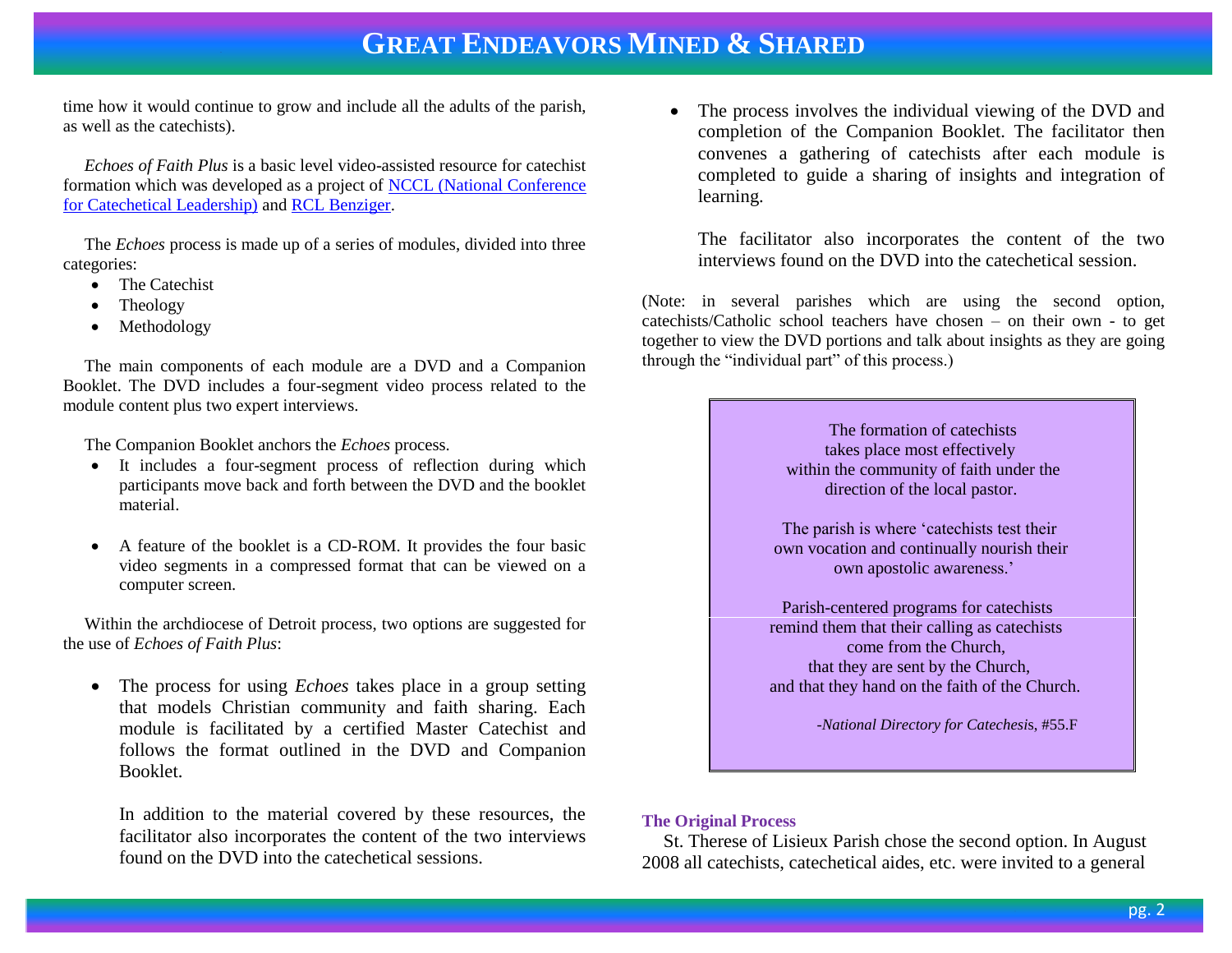time how it would continue to grow and include all the adults of the parish, as well as the catechists).

*Echoes of Faith Plus* is a basic level video-assisted resource for catechist formation which was developed as a project of NCCL (National Conference for Catechetical Leadership) and RCL Benziger.

The *Echoes* process is made up of a series of modules, divided into three categories:

- The Catechist
- Theology
- Methodology

The main components of each module are a DVD and a Companion Booklet. The DVD includes a four-segment video process related to the module content plus two expert interviews.

The Companion Booklet anchors the *Echoes* process.

- It includes a four-segment process of reflection during which participants move back and forth between the DVD and the booklet material.
- A feature of the booklet is a CD-ROM. It provides the four basic video segments in a compressed format that can be viewed on a computer screen.

Within the archdiocese of Detroit process, two options are suggested for the use of *Echoes of Faith Plus*:

- The process for using *Echoes* takes place in a group setting that models Christian community and faith sharing. Each module is facilitated by a certified Master Catechist and follows the format outlined in the DVD and Companion Booklet.

  In addition to the material covered by these resources, the facilitator also incorporates the content of the two interviews found on the DVD into the catechetical sessions.

- The process involves the individual viewing of the DVD and completion of the Companion Booklet. The facilitator then convenes a gathering of catechists after each module is completed to guide a sharing of insights and integration of learning.

  The facilitator also incorporates the content of the two interviews found on the DVD into the catechetical session.

(Note: in several parishes which are using the second option, catechists/Catholic school teachers have chosen – on their own - to get together to view the DVD portions and talk about insights as they are going through the "individual part" of this process.)

> The formation of catechists takes place most effectively within the community of faith under the direction of the local pastor.
>
> The parish is where 'catechists test their own vocation and continually nourish their own apostolic awareness.'
>
> Parish-centered programs for catechists remind them that their calling as catechists come from the Church, that they are sent by the Church, and that they hand on the faith of the Church.
>
> *-National Directory for Catechesis*, #55.F

**The Original Process**

St. Therese of Lisieux Parish chose the second option. In August 2008 all catechists, catechetical aides, etc. were invited to a general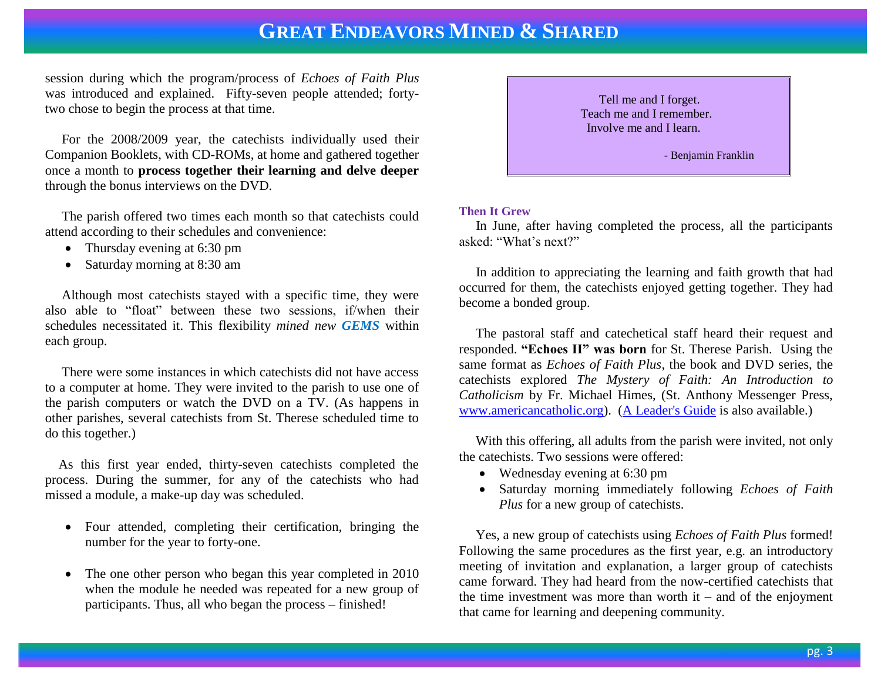session during which the program/process of *Echoes of Faith Plus* was introduced and explained. Fifty-seven people attended; forty-two chose to begin the process at that time.

For the 2008/2009 year, the catechists individually used their Companion Booklets, with CD-ROMs, at home and gathered together once a month to **process together their learning and delve deeper** through the bonus interviews on the DVD.

The parish offered two times each month so that catechists could attend according to their schedules and convenience:

- Thursday evening at 6:30 pm
- Saturday morning at 8:30 am

Although most catechists stayed with a specific time, they were also able to "float" between these two sessions, if/when their schedules necessitated it. This flexibility *mined new **GEMS*** within each group.

There were some instances in which catechists did not have access to a computer at home. They were invited to the parish to use one of the parish computers or watch the DVD on a TV. (As happens in other parishes, several catechists from St. Therese scheduled time to do this together.)

As this first year ended, thirty-seven catechists completed the process. During the summer, for any of the catechists who had missed a module, a make-up day was scheduled.

- Four attended, completing their certification, bringing the number for the year to forty-one.
- The one other person who began this year completed in 2010 when the module he needed was repeated for a new group of participants. Thus, all who began the process – finished!

> Tell me and I forget.
> Teach me and I remember.
> Involve me and I learn.
>
> \- Benjamin Franklin

**Then It Grew**

In June, after having completed the process, all the participants asked: "What's next?"

In addition to appreciating the learning and faith growth that had occurred for them, the catechists enjoyed getting together. They had become a bonded group.

The pastoral staff and catechetical staff heard their request and responded. **"Echoes II" was born** for St. Therese Parish. Using the same format as *Echoes of Faith Plus*, the book and DVD series, the catechists explored *The Mystery of Faith: An Introduction to Catholicism* by Fr. Michael Himes, (St. Anthony Messenger Press, www.americancatholic.org). (A Leader's Guide is also available.)

With this offering, all adults from the parish were invited, not only the catechists. Two sessions were offered:

- Wednesday evening at 6:30 pm
- Saturday morning immediately following *Echoes of Faith Plus* for a new group of catechists.

Yes, a new group of catechists using *Echoes of Faith Plus* formed! Following the same procedures as the first year, e.g. an introductory meeting of invitation and explanation, a larger group of catechists came forward. They had heard from the now-certified catechists that the time investment was more than worth it – and of the enjoyment that came for learning and deepening community.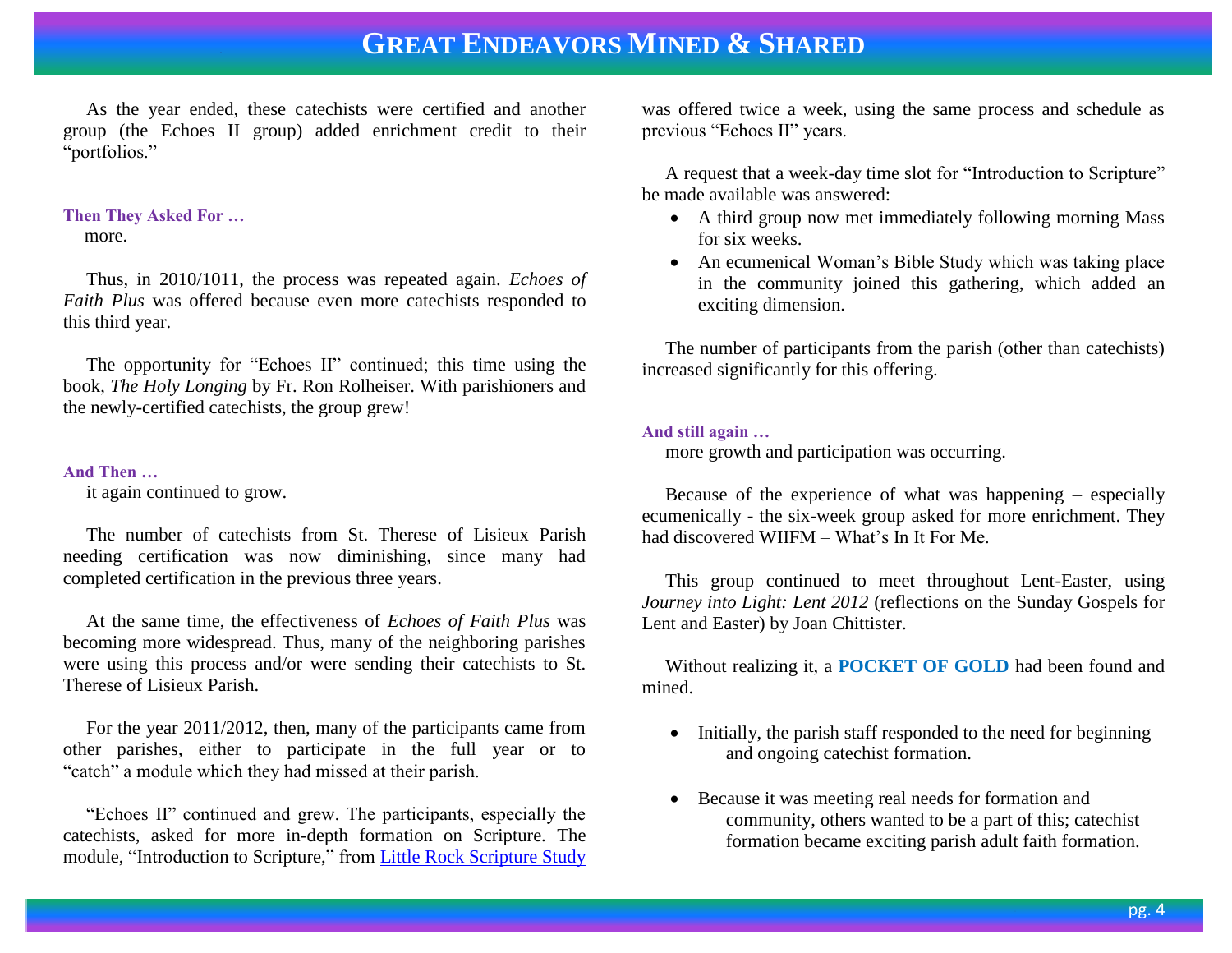As the year ended, these catechists were certified and another group (the Echoes II group) added enrichment credit to their "portfolios."

### Then They Asked For …

more.

Thus, in 2010/1011, the process was repeated again. *Echoes of Faith Plus* was offered because even more catechists responded to this third year.

The opportunity for "Echoes II" continued; this time using the book, *The Holy Longing* by Fr. Ron Rolheiser. With parishioners and the newly-certified catechists, the group grew!

### And Then …

it again continued to grow.

The number of catechists from St. Therese of Lisieux Parish needing certification was now diminishing, since many had completed certification in the previous three years.

At the same time, the effectiveness of *Echoes of Faith Plus* was becoming more widespread. Thus, many of the neighboring parishes were using this process and/or were sending their catechists to St. Therese of Lisieux Parish.

For the year 2011/2012, then, many of the participants came from other parishes, either to participate in the full year or to "catch" a module which they had missed at their parish.

"Echoes II" continued and grew. The participants, especially the catechists, asked for more in-depth formation on Scripture. The module, "Introduction to Scripture," from Little Rock Scripture Study was offered twice a week, using the same process and schedule as previous "Echoes II" years.

A request that a week-day time slot for "Introduction to Scripture" be made available was answered:

- A third group now met immediately following morning Mass for six weeks.
- An ecumenical Woman's Bible Study which was taking place in the community joined this gathering, which added an exciting dimension.

The number of participants from the parish (other than catechists) increased significantly for this offering.

### And still again …

more growth and participation was occurring.

Because of the experience of what was happening – especially ecumenically - the six-week group asked for more enrichment. They had discovered WIIFM – What's In It For Me.

This group continued to meet throughout Lent-Easter, using *Journey into Light: Lent 2012* (reflections on the Sunday Gospels for Lent and Easter) by Joan Chittister.

Without realizing it, a **POCKET OF GOLD** had been found and mined.

- Initially, the parish staff responded to the need for beginning and ongoing catechist formation.
- Because it was meeting real needs for formation and community, others wanted to be a part of this; catechist formation became exciting parish adult faith formation.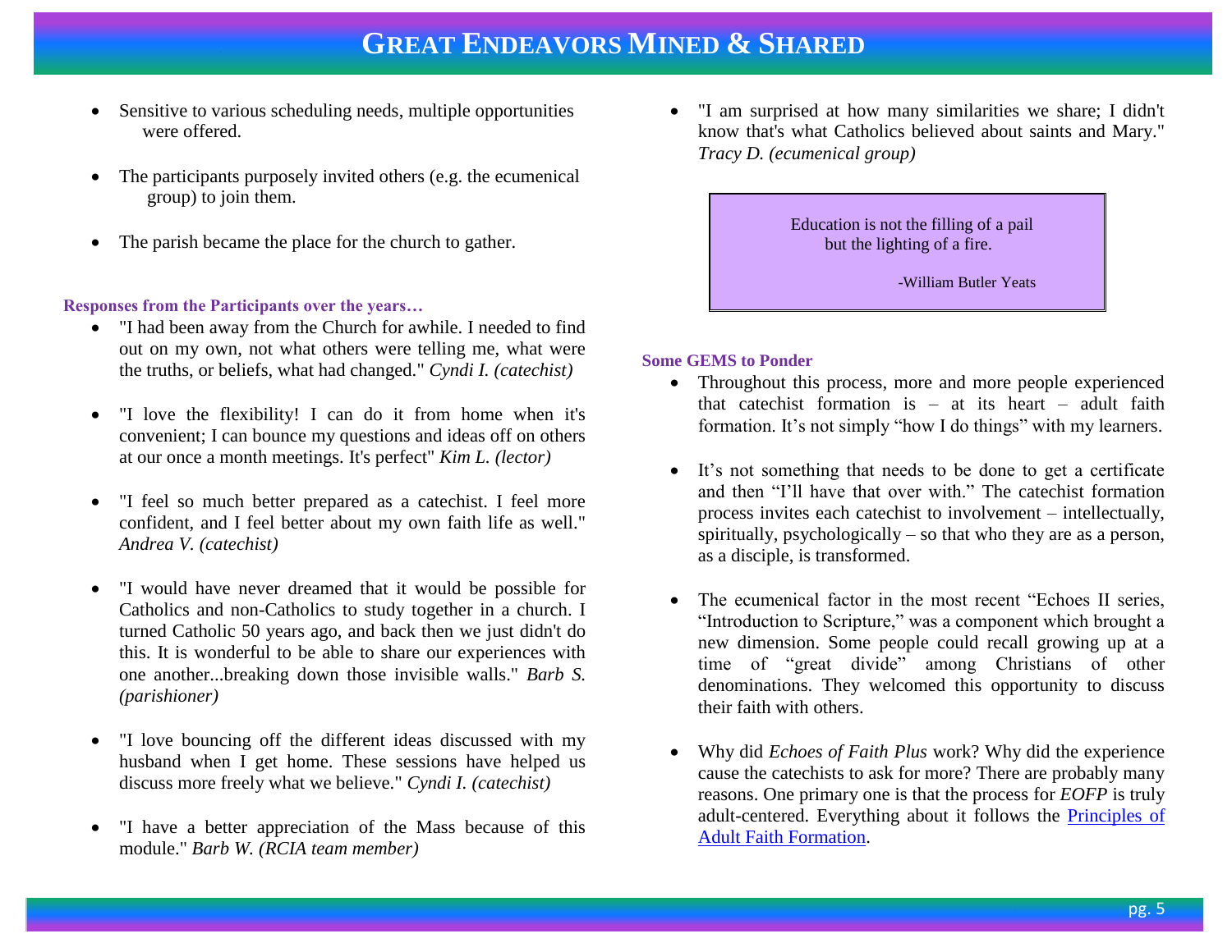# GREAT ENDEAVORS MINED & SHARED

- Sensitive to various scheduling needs, multiple opportunities were offered.
- The participants purposely invited others (e.g. the ecumenical group) to join them.
- The parish became the place for the church to gather.

**Responses from the Participants over the years…**

- "I had been away from the Church for awhile. I needed to find out on my own, not what others were telling me, what were the truths, or beliefs, what had changed." *Cyndi I. (catechist)*
- "I love the flexibility! I can do it from home when it's convenient; I can bounce my questions and ideas off on others at our once a month meetings. It's perfect" *Kim L. (lector)*
- "I feel so much better prepared as a catechist. I feel more confident, and I feel better about my own faith life as well." *Andrea V. (catechist)*
- "I would have never dreamed that it would be possible for Catholics and non-Catholics to study together in a church. I turned Catholic 50 years ago, and back then we just didn't do this. It is wonderful to be able to share our experiences with one another...breaking down those invisible walls." *Barb S. (parishioner)*
- "I love bouncing off the different ideas discussed with my husband when I get home. These sessions have helped us discuss more freely what we believe." *Cyndi I. (catechist)*
- "I have a better appreciation of the Mass because of this module." *Barb W. (RCIA team member)*
- "I am surprised at how many similarities we share; I didn't know that's what Catholics believed about saints and Mary." *Tracy D. (ecumenical group)*

> Education is not the filling of a pail
> but the lighting of a fire.
>
> -William Butler Yeats

**Some GEMS to Ponder**

- Throughout this process, more and more people experienced that catechist formation is – at its heart – adult faith formation. It's not simply "how I do things" with my learners.
- It's not something that needs to be done to get a certificate and then "I'll have that over with." The catechist formation process invites each catechist to involvement – intellectually, spiritually, psychologically – so that who they are as a person, as a disciple, is transformed.
- The ecumenical factor in the most recent "Echoes II series, "Introduction to Scripture," was a component which brought a new dimension. Some people could recall growing up at a time of "great divide" among Christians of other denominations. They welcomed this opportunity to discuss their faith with others.
- Why did *Echoes of Faith Plus* work? Why did the experience cause the catechists to ask for more? There are probably many reasons. One primary one is that the process for *EOFP* is truly adult-centered. Everything about it follows the Principles of Adult Faith Formation.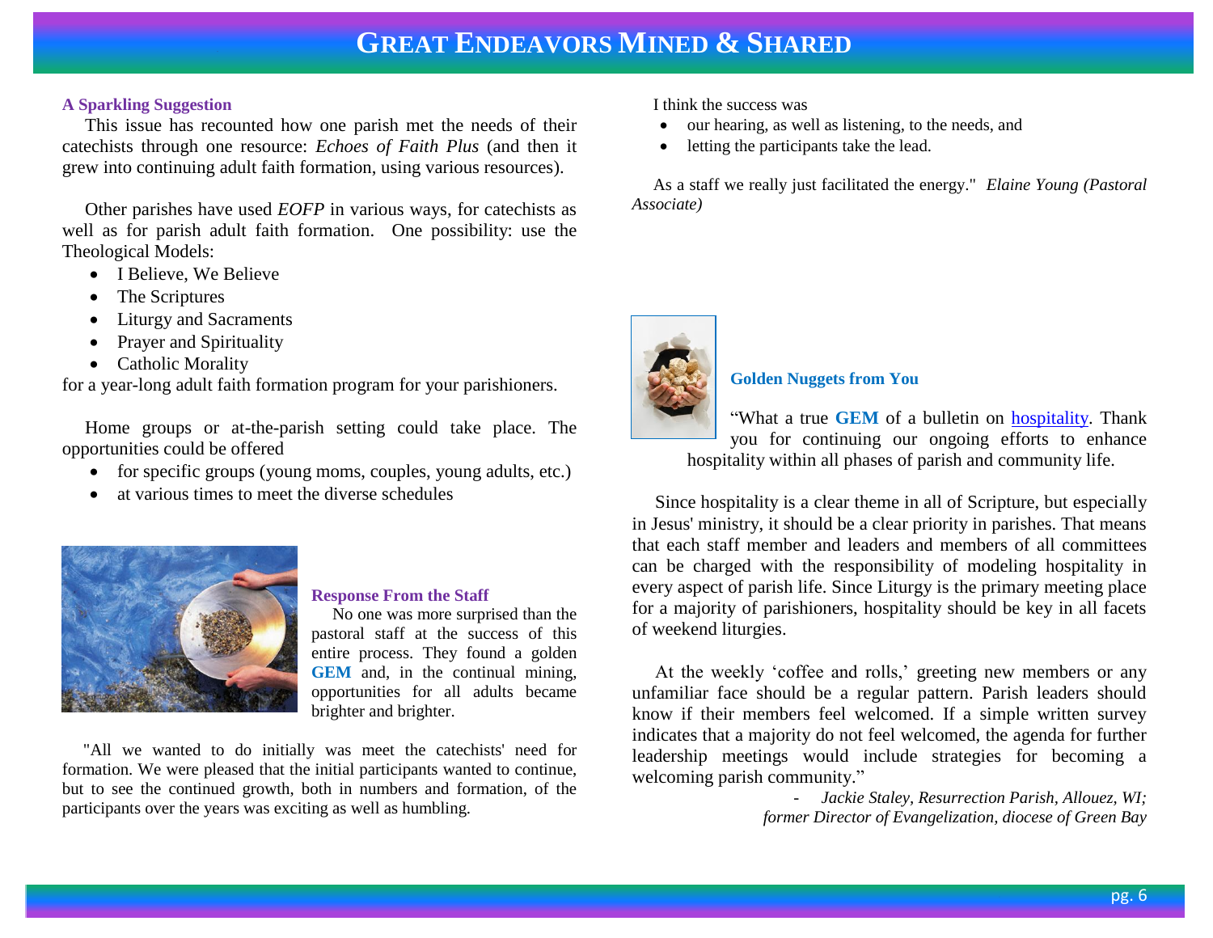# GREAT ENDEAVORS MINED & SHARED

### A Sparkling Suggestion

This issue has recounted how one parish met the needs of their catechists through one resource: *Echoes of Faith Plus* (and then it grew into continuing adult faith formation, using various resources).

Other parishes have used *EOFP* in various ways, for catechists as well as for parish adult faith formation. One possibility: use the Theological Models:

- I Believe, We Believe
- The Scriptures
- Liturgy and Sacraments
- Prayer and Spirituality
- Catholic Morality

for a year-long adult faith formation program for your parishioners.

Home groups or at-the-parish setting could take place. The opportunities could be offered

- for specific groups (young moms, couples, young adults, etc.)
- at various times to meet the diverse schedules

### Response From the Staff

No one was more surprised than the pastoral staff at the success of this entire process. They found a golden **GEM** and, in the continual mining, opportunities for all adults became brighter and brighter.

"All we wanted to do initially was meet the catechists' need for formation. We were pleased that the initial participants wanted to continue, but to see the continued growth, both in numbers and formation, of the participants over the years was exciting as well as humbling.

I think the success was

- our hearing, as well as listening, to the needs, and
- letting the participants take the lead.

As a staff we really just facilitated the energy." *Elaine Young (Pastoral Associate)*

### Golden Nuggets from You

"What a true **GEM** of a bulletin on hospitality. Thank you for continuing our ongoing efforts to enhance hospitality within all phases of parish and community life.

Since hospitality is a clear theme in all of Scripture, but especially in Jesus' ministry, it should be a clear priority in parishes. That means that each staff member and leaders and members of all committees can be charged with the responsibility of modeling hospitality in every aspect of parish life. Since Liturgy is the primary meeting place for a majority of parishioners, hospitality should be key in all facets of weekend liturgies.

At the weekly 'coffee and rolls,' greeting new members or any unfamiliar face should be a regular pattern. Parish leaders should know if their members feel welcomed. If a simple written survey indicates that a majority do not feel welcomed, the agenda for further leadership meetings would include strategies for becoming a welcoming parish community."

- *Jackie Staley, Resurrection Parish, Allouez, WI; former Director of Evangelization, diocese of Green Bay*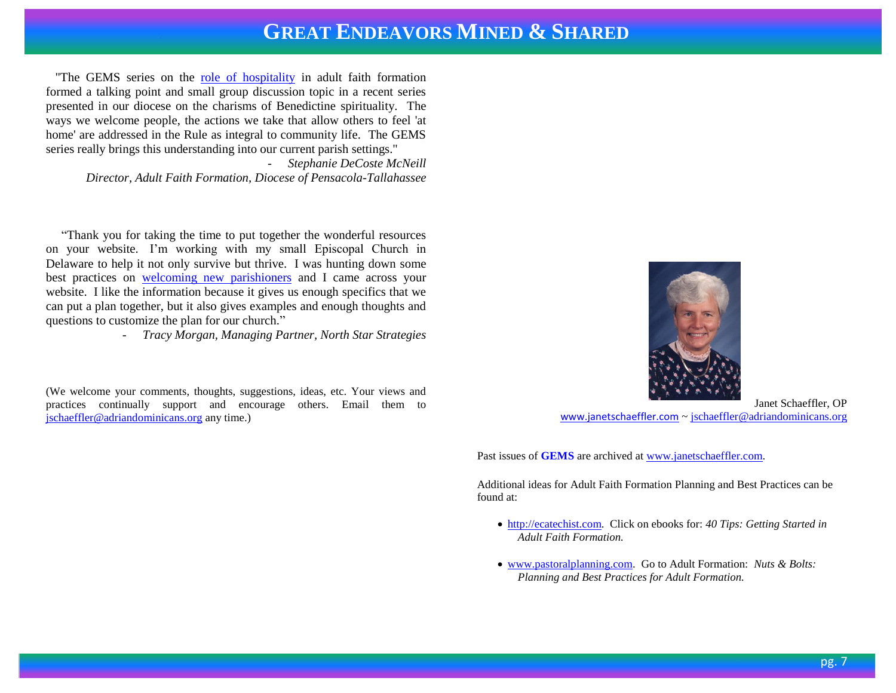# GREAT ENDEAVORS MINED & SHARED

"The GEMS series on the role of hospitality in adult faith formation formed a talking point and small group discussion topic in a recent series presented in our diocese on the charisms of Benedictine spirituality. The ways we welcome people, the actions we take that allow others to feel 'at home' are addressed in the Rule as integral to community life. The GEMS series really brings this understanding into our current parish settings."

- *Stephanie DeCoste McNeill*
*Director, Adult Faith Formation, Diocese of Pensacola-Tallahassee*

"Thank you for taking the time to put together the wonderful resources on your website. I'm working with my small Episcopal Church in Delaware to help it not only survive but thrive. I was hunting down some best practices on welcoming new parishioners and I came across your website. I like the information because it gives us enough specifics that we can put a plan together, but it also gives examples and enough thoughts and questions to customize the plan for our church."

- *Tracy Morgan, Managing Partner, North Star Strategies*

(We welcome your comments, thoughts, suggestions, ideas, etc. Your views and practices continually support and encourage others. Email them to jschaeffler@adriandominicans.org any time.)

Janet Schaeffler, OP
www.janetschaeffler.com ~ jschaeffler@adriandominicans.org

Past issues of **GEMS** are archived at www.janetschaeffler.com.

Additional ideas for Adult Faith Formation Planning and Best Practices can be found at:

- http://ecatechist.com. Click on ebooks for: *40 Tips: Getting Started in Adult Faith Formation.*
- www.pastoralplanning.com. Go to Adult Formation: *Nuts & Bolts: Planning and Best Practices for Adult Formation.*